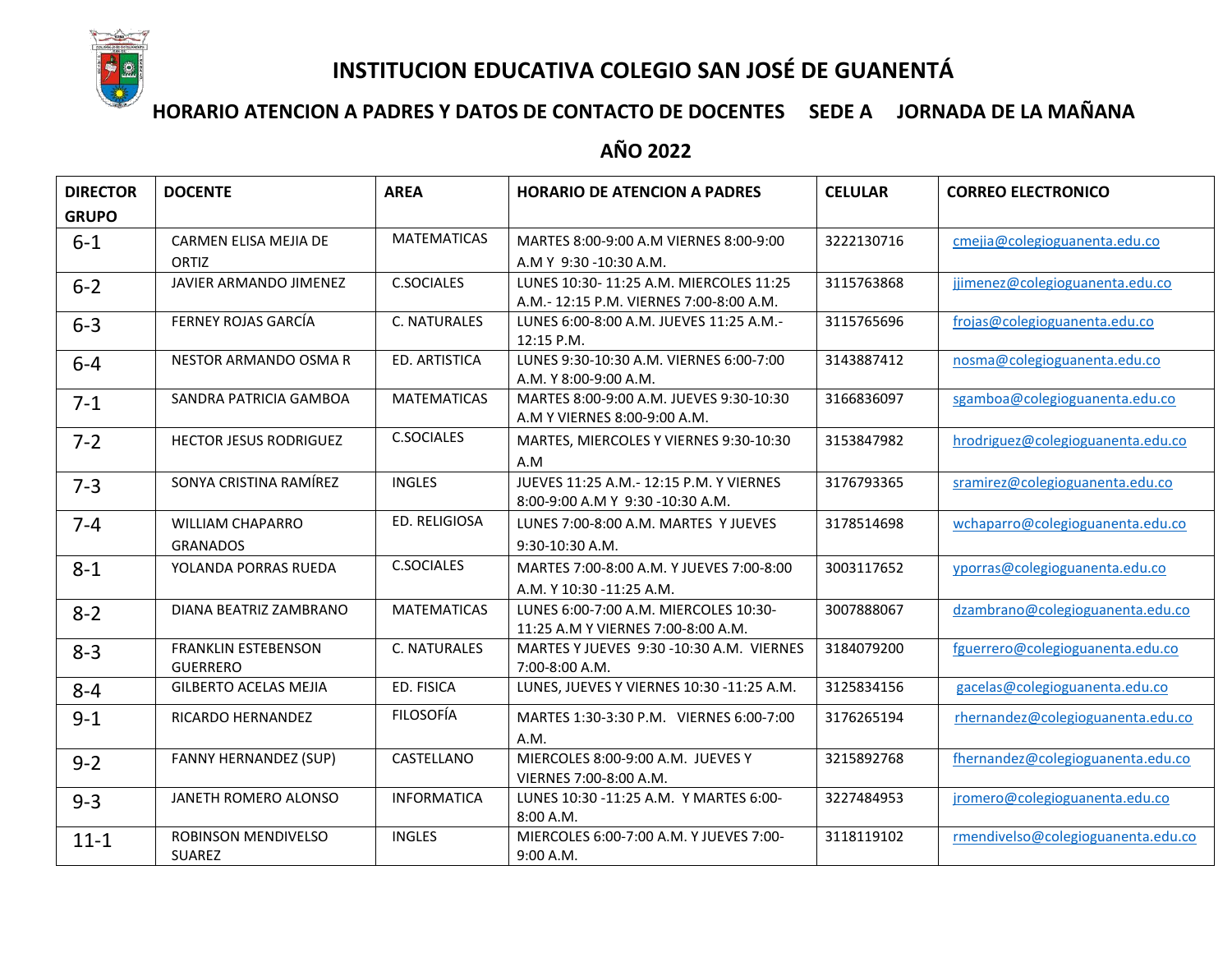# INSTITUCION EDUCATIVA COLEGIO SAN JOSÉ DE GUANENTÁ

## HORARIO ATENCION A PADRES Y DATOS DE CONTACTO DE DOCENTES SEDE A JORNADA DE LA MAÑANA

## AÑO 2022

| DIRECTOR GRUPO | DOCENTE | AREA | HORARIO DE ATENCION A PADRES | CELULAR | CORREO ELECTRONICO |
|---|---|---|---|---|---|
| 6-1 | CARMEN ELISA MEJIA DE ORTIZ | MATEMATICAS | MARTES 8:00-9:00 A.M VIERNES 8:00-9:00 A.M Y 9:30 -10:30 A.M. | 3222130716 | cmejia@colegioguanenta.edu.co |
| 6-2 | JAVIER ARMANDO JIMENEZ | C.SOCIALES | LUNES 10:30- 11:25 A.M. MIERCOLES 11:25 A.M.- 12:15 P.M. VIERNES 7:00-8:00 A.M. | 3115763868 | jjimenez@colegioguanenta.edu.co |
| 6-3 | FERNEY ROJAS GARCÍA | C. NATURALES | LUNES 6:00-8:00 A.M. JUEVES 11:25 A.M.- 12:15 P.M. | 3115765696 | frojas@colegioguanenta.edu.co |
| 6-4 | NESTOR ARMANDO OSMA R | ED. ARTISTICA | LUNES 9:30-10:30 A.M. VIERNES 6:00-7:00 A.M. Y 8:00-9:00 A.M. | 3143887412 | nosma@colegioguanenta.edu.co |
| 7-1 | SANDRA PATRICIA GAMBOA | MATEMATICAS | MARTES 8:00-9:00 A.M. JUEVES 9:30-10:30 A.M Y VIERNES 8:00-9:00 A.M. | 3166836097 | sgamboa@colegioguanenta.edu.co |
| 7-2 | HECTOR JESUS RODRIGUEZ | C.SOCIALES | MARTES, MIERCOLES Y VIERNES 9:30-10:30 A.M | 3153847982 | hrodriguez@colegioguanenta.edu.co |
| 7-3 | SONYA CRISTINA RAMÍREZ | INGLES | JUEVES 11:25 A.M.- 12:15 P.M. Y VIERNES 8:00-9:00 A.M Y 9:30 -10:30 A.M. | 3176793365 | sramirez@colegioguanenta.edu.co |
| 7-4 | WILLIAM CHAPARRO GRANADOS | ED. RELIGIOSA | LUNES 7:00-8:00 A.M. MARTES Y JUEVES 9:30-10:30 A.M. | 3178514698 | wchaparro@colegioguanenta.edu.co |
| 8-1 | YOLANDA PORRAS RUEDA | C.SOCIALES | MARTES 7:00-8:00 A.M. Y JUEVES 7:00-8:00 A.M. Y 10:30 -11:25 A.M. | 3003117652 | yporras@colegioguanenta.edu.co |
| 8-2 | DIANA BEATRIZ ZAMBRANO | MATEMATICAS | LUNES 6:00-7:00 A.M. MIERCOLES 10:30-11:25 A.M Y VIERNES 7:00-8:00 A.M. | 3007888067 | dzambrano@colegioguanenta.edu.co |
| 8-3 | FRANKLIN ESTEBENSON GUERRERO | C. NATURALES | MARTES Y JUEVES 9:30 -10:30 A.M. VIERNES 7:00-8:00 A.M. | 3184079200 | fguerrero@colegioguanenta.edu.co |
| 8-4 | GILBERTO ACELAS MEJIA | ED. FISICA | LUNES, JUEVES Y VIERNES 10:30 -11:25 A.M. | 3125834156 | gacelas@colegioguanenta.edu.co |
| 9-1 | RICARDO HERNANDEZ | FILOSOFÍA | MARTES 1:30-3:30 P.M. VIERNES 6:00-7:00 A.M. | 3176265194 | rhernandez@colegioguanenta.edu.co |
| 9-2 | FANNY HERNANDEZ (SUP) | CASTELLANO | MIERCOLES 8:00-9:00 A.M. JUEVES Y VIERNES 7:00-8:00 A.M. | 3215892768 | fhernandez@colegioguanenta.edu.co |
| 9-3 | JANETH ROMERO ALONSO | INFORMATICA | LUNES 10:30 -11:25 A.M. Y MARTES 6:00-8:00 A.M. | 3227484953 | jromero@colegioguanenta.edu.co |
| 11-1 | ROBINSON MENDIVELSO SUAREZ | INGLES | MIERCOLES 6:00-7:00 A.M. Y JUEVES 7:00-9:00 A.M. | 3118119102 | rmendivelso@colegioguanenta.edu.co |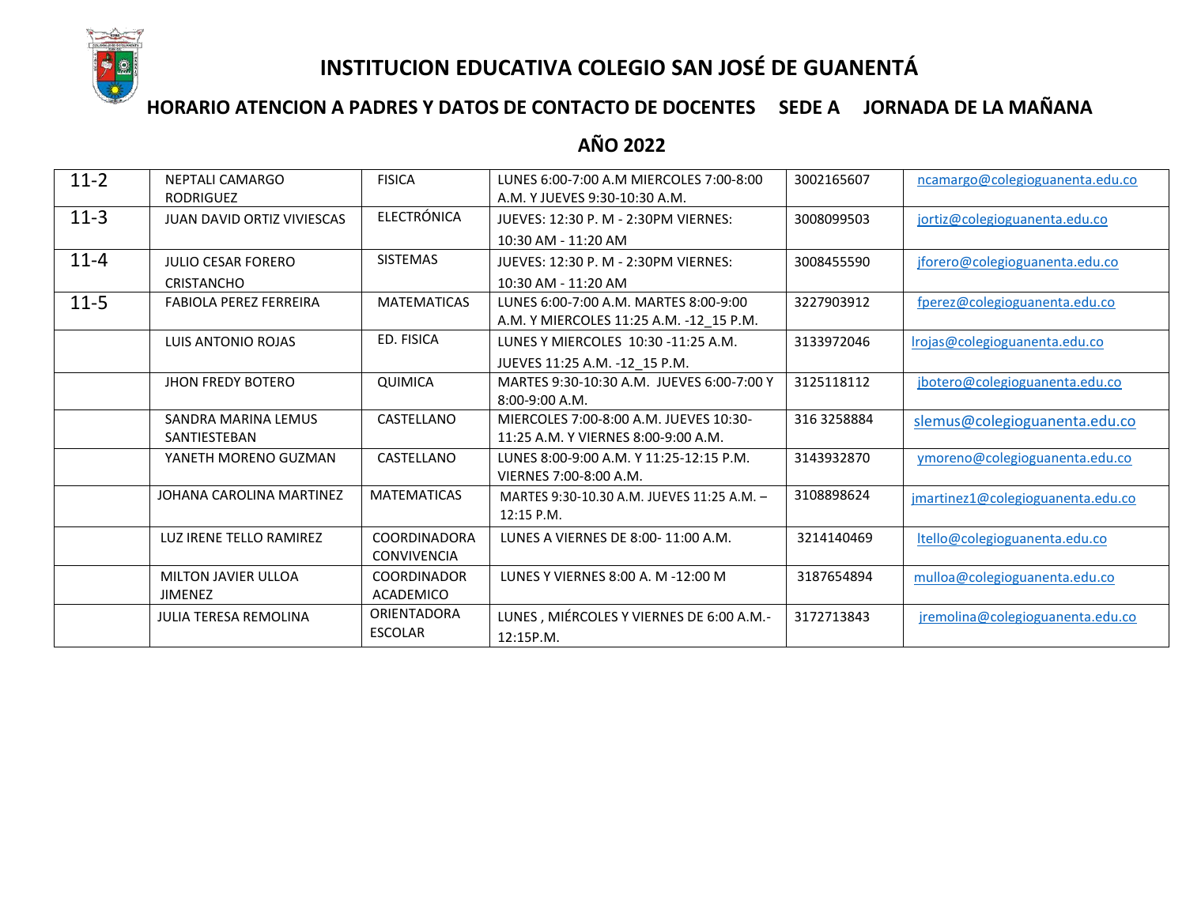# INSTITUCION EDUCATIVA COLEGIO SAN JOSÉ DE GUANENTÁ

## HORARIO ATENCION A PADRES Y DATOS DE CONTACTO DE DOCENTES SEDE A JORNADA DE LA MAÑANA

## AÑO 2022

| | | | | | |
|---|---|---|---|---|---|
| 11-2 | NEPTALI CAMARGO RODRIGUEZ | FISICA | LUNES 6:00-7:00 A.M MIERCOLES 7:00-8:00 A.M. Y JUEVES 9:30-10:30 A.M. | 3002165607 | ncamargo@colegioguanenta.edu.co |
| 11-3 | JUAN DAVID ORTIZ VIVIESCAS | ELECTRÓNICA | JUEVES: 12:30 P. M - 2:30PM VIERNES: 10:30 AM - 11:20 AM | 3008099503 | jortiz@colegioguanenta.edu.co |
| 11-4 | JULIO CESAR FORERO CRISTANCHO | SISTEMAS | JUEVES: 12:30 P. M - 2:30PM VIERNES: 10:30 AM - 11:20 AM | 3008455590 | jforero@colegioguanenta.edu.co |
| 11-5 | FABIOLA PEREZ FERREIRA | MATEMATICAS | LUNES 6:00-7:00 A.M. MARTES 8:00-9:00 A.M. Y MIERCOLES 11:25 A.M. -12_15 P.M. | 3227903912 | fperez@colegioguanenta.edu.co |
| | LUIS ANTONIO ROJAS | ED. FISICA | LUNES Y MIERCOLES 10:30 -11:25 A.M. JUEVES 11:25 A.M. -12_15 P.M. | 3133972046 | lrojas@colegioguanenta.edu.co |
| | JHON FREDY BOTERO | QUIMICA | MARTES 9:30-10:30 A.M. JUEVES 6:00-7:00 Y 8:00-9:00 A.M. | 3125118112 | jbotero@colegioguanenta.edu.co |
| | SANDRA MARINA LEMUS SANTIESTEBAN | CASTELLANO | MIERCOLES 7:00-8:00 A.M. JUEVES 10:30-11:25 A.M. Y VIERNES 8:00-9:00 A.M. | 316 3258884 | slemus@colegioguanenta.edu.co |
| | YANETH MORENO GUZMAN | CASTELLANO | LUNES 8:00-9:00 A.M. Y 11:25-12:15 P.M. VIERNES 7:00-8:00 A.M. | 3143932870 | ymoreno@colegioguanenta.edu.co |
| | JOHANA CAROLINA MARTINEZ | MATEMATICAS | MARTES 9:30-10.30 A.M. JUEVES 11:25 A.M. – 12:15 P.M. | 3108898624 | jmartinez1@colegioguanenta.edu.co |
| | LUZ IRENE TELLO RAMIREZ | COORDINADORA CONVIVENCIA | LUNES A VIERNES DE 8:00- 11:00 A.M. | 3214140469 | ltello@colegioguanenta.edu.co |
| | MILTON JAVIER ULLOA JIMENEZ | COORDINADOR ACADEMICO | LUNES Y VIERNES 8:00 A. M -12:00 M | 3187654894 | mulloa@colegioguanenta.edu.co |
| | JULIA TERESA REMOLINA | ORIENTADORA ESCOLAR | LUNES , MIÉRCOLES Y VIERNES DE 6:00 A.M.- 12:15P.M. | 3172713843 | jremolina@colegioguanenta.edu.co |